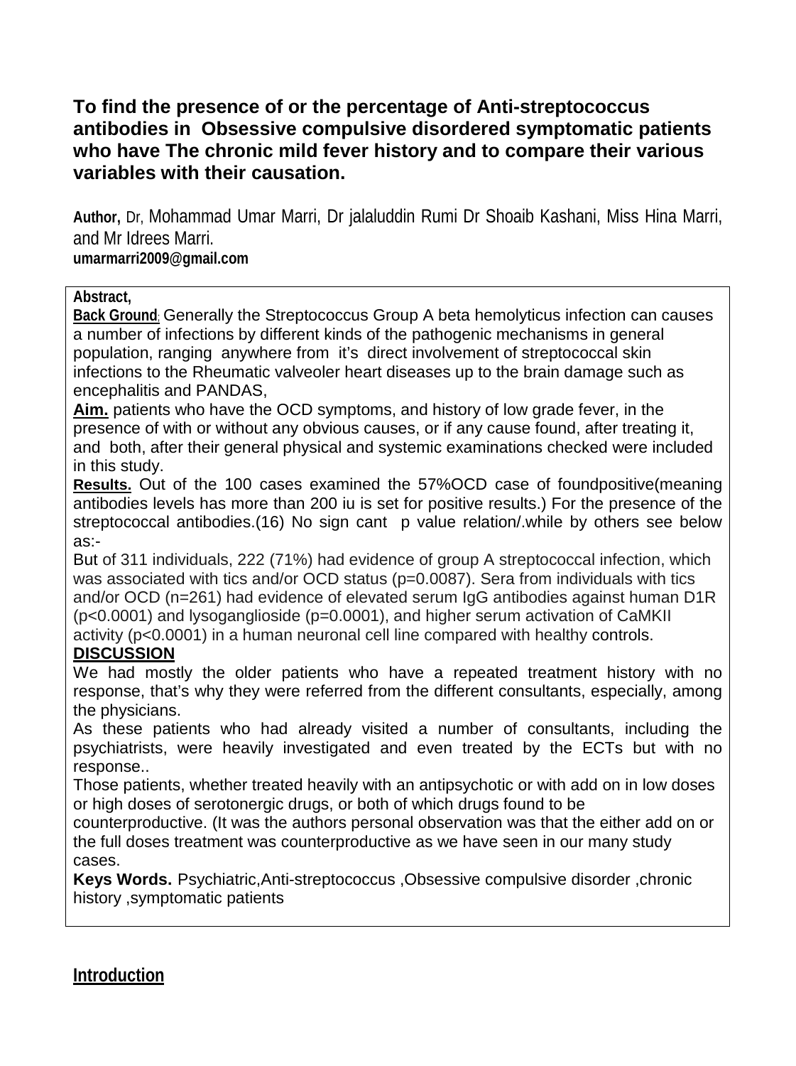# To find the presence of or the percentage of Anti-streptococcus antibodies in Obsessive compulsive disordered symptomatic patients who have The chronic mild fever history and to compare their various variables with their causation.

**Author,** Dr, Mohammad Umar Marri, Dr jalaluddin Rumi Dr Shoaib Kashani, Miss Hina Marri, and Mr Idrees Marri.
**umarmarri2009@gmail.com**

**Abstract,**

**Back Ground**: Generally the Streptococcus Group A beta hemolyticus infection can causes a number of infections by different kinds of the pathogenic mechanisms in general population, ranging anywhere from it's direct involvement of streptococcal skin infections to the Rheumatic valveoler heart diseases up to the brain damage such as encephalitis and PANDAS,

**Aim.** patients who have the OCD symptoms, and history of low grade fever, in the presence of with or without any obvious causes, or if any cause found, after treating it, and both, after their general physical and systemic examinations checked were included in this study.

**Results.** Out of the 100 cases examined the 57%OCD case of foundpositive(meaning antibodies levels has more than 200 iu is set for positive results.) For the presence of the streptococcal antibodies.(16) No sign cant p value relation/.while by others see below as:-

But of 311 individuals, 222 (71%) had evidence of group A streptococcal infection, which was associated with tics and/or OCD status ($p=0.0087$). Sera from individuals with tics and/or OCD ($n=261$) had evidence of elevated serum IgG antibodies against human D1R ($p<0.0001$) and lysoganglioside ($p=0.0001$), and higher serum activation of CaMKII activity ($p<0.0001$) in a human neuronal cell line compared with healthy controls.

**DISCUSSION**

We had mostly the older patients who have a repeated treatment history with no response, that's why they were referred from the different consultants, especially, among the physicians.

As these patients who had already visited a number of consultants, including the psychiatrists, were heavily investigated and even treated by the ECTs but with no response..

Those patients, whether treated heavily with an antipsychotic or with add on in low doses or high doses of serotonergic drugs, or both of which drugs found to be counterproductive. (It was the authors personal observation was that the either add on or the full doses treatment was counterproductive as we have seen in our many study cases.

**Keys Words.** Psychiatric,Anti-streptococcus ,Obsessive compulsive disorder ,chronic history ,symptomatic patients

## Introduction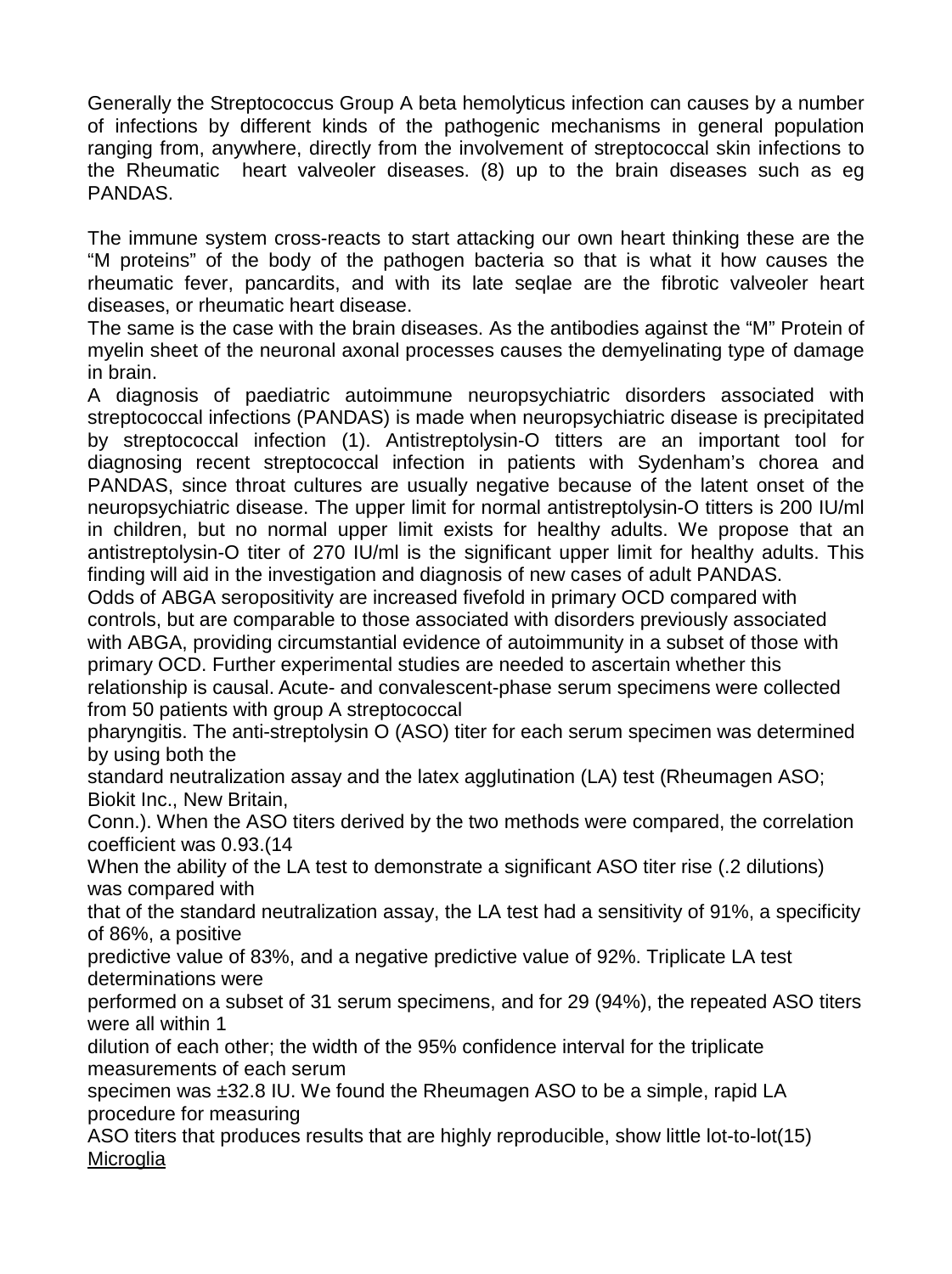Generally the Streptococcus Group A beta hemolyticus infection can causes by a number of infections by different kinds of the pathogenic mechanisms in general population ranging from, anywhere, directly from the involvement of streptococcal skin infections to the Rheumatic heart valveoler diseases. (8) up to the brain diseases such as eg PANDAS.

The immune system cross-reacts to start attacking our own heart thinking these are the “M proteins” of the body of the pathogen bacteria so that is what it how causes the rheumatic fever, pancardits, and with its late seqlae are the fibrotic valveoler heart diseases, or rheumatic heart disease.

The same is the case with the brain diseases. As the antibodies against the “M” Protein of myelin sheet of the neuronal axonal processes causes the demyelinating type of damage in brain.

A diagnosis of paediatric autoimmune neuropsychiatric disorders associated with streptococcal infections (PANDAS) is made when neuropsychiatric disease is precipitated by streptococcal infection (1). Antistreptolysin-O titters are an important tool for diagnosing recent streptococcal infection in patients with Sydenham’s chorea and PANDAS, since throat cultures are usually negative because of the latent onset of the neuropsychiatric disease. The upper limit for normal antistreptolysin-O titters is 200 IU/ml in children, but no normal upper limit exists for healthy adults. We propose that an antistreptolysin-O titer of 270 IU/ml is the significant upper limit for healthy adults. This finding will aid in the investigation and diagnosis of new cases of adult PANDAS.

Odds of ABGA seropositivity are increased fivefold in primary OCD compared with controls, but are comparable to those associated with disorders previously associated with ABGA, providing circumstantial evidence of autoimmunity in a subset of those with primary OCD. Further experimental studies are needed to ascertain whether this relationship is causal. Acute- and convalescent-phase serum specimens were collected from 50 patients with group A streptococcal pharyngitis. The anti-streptolysin O (ASO) titer for each serum specimen was determined by using both the standard neutralization assay and the latex agglutination (LA) test (Rheumagen ASO; Biokit Inc., New Britain, Conn.). When the ASO titers derived by the two methods were compared, the correlation coefficient was 0.93.(14

When the ability of the LA test to demonstrate a significant ASO titer rise (.2 dilutions) was compared with that of the standard neutralization assay, the LA test had a sensitivity of 91%, a specificity of 86%, a positive predictive value of 83%, and a negative predictive value of 92%. Triplicate LA test determinations were performed on a subset of 31 serum specimens, and for 29 (94%), the repeated ASO titers were all within 1 dilution of each other; the width of the 95% confidence interval for the triplicate measurements of each serum specimen was ±32.8 IU. We found the Rheumagen ASO to be a simple, rapid LA procedure for measuring ASO titers that produces results that are highly reproducible, show little lot-to-lot(15)

Microglia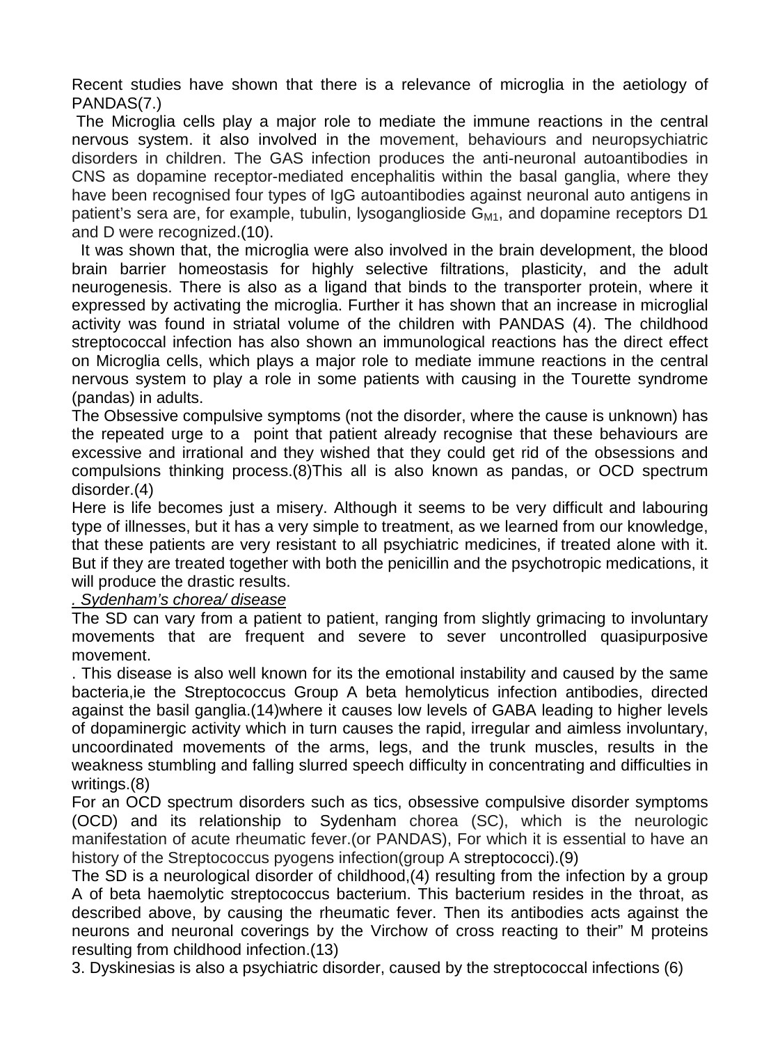Recent studies have shown that there is a relevance of microglia in the aetiology of PANDAS(7.)

The Microglia cells play a major role to mediate the immune reactions in the central nervous system. it also involved in the movement, behaviours and neuropsychiatric disorders in children. The GAS infection produces the anti-neuronal autoantibodies in CNS as dopamine receptor-mediated encephalitis within the basal ganglia, where they have been recognised four types of IgG autoantibodies against neuronal auto antigens in patient's sera are, for example, tubulin, lysoganglioside $G_{M1}$, and dopamine receptors D1 and D were recognized.(10).

It was shown that, the microglia were also involved in the brain development, the blood brain barrier homeostasis for highly selective filtrations, plasticity, and the adult neurogenesis. There is also as a ligand that binds to the transporter protein, where it expressed by activating the microglia. Further it has shown that an increase in microglial activity was found in striatal volume of the children with PANDAS (4). The childhood streptococcal infection has also shown an immunological reactions has the direct effect on Microglia cells, which plays a major role to mediate immune reactions in the central nervous system to play a role in some patients with causing in the Tourette syndrome (pandas) in adults.

The Obsessive compulsive symptoms (not the disorder, where the cause is unknown) has the repeated urge to a point that patient already recognise that these behaviours are excessive and irrational and they wished that they could get rid of the obsessions and compulsions thinking process.(8)This all is also known as pandas, or OCD spectrum disorder.(4)

Here is life becomes just a misery. Although it seems to be very difficult and labouring type of illnesses, but it has a very simple to treatment, as we learned from our knowledge, that these patients are very resistant to all psychiatric medicines, if treated alone with it. But if they are treated together with both the penicillin and the psychotropic medications, it will produce the drastic results.

*. Sydenham's chorea/ disease*

The SD can vary from a patient to patient, ranging from slightly grimacing to involuntary movements that are frequent and severe to sever uncontrolled quasipurposive movement.

. This disease is also well known for its the emotional instability and caused by the same bacteria,ie the Streptococcus Group A beta hemolyticus infection antibodies, directed against the basil ganglia.(14)where it causes low levels of GABA leading to higher levels of dopaminergic activity which in turn causes the rapid, irregular and aimless involuntary, uncoordinated movements of the arms, legs, and the trunk muscles, results in the weakness stumbling and falling slurred speech difficulty in concentrating and difficulties in writings.(8)

For an OCD spectrum disorders such as tics, obsessive compulsive disorder symptoms (OCD) and its relationship to Sydenham chorea (SC), which is the neurologic manifestation of acute rheumatic fever.(or PANDAS), For which it is essential to have an history of the Streptococcus pyogens infection(group A streptococci).(9)

The SD is a neurological disorder of childhood,(4) resulting from the infection by a group A of beta haemolytic streptococcus bacterium. This bacterium resides in the throat, as described above, by causing the rheumatic fever. Then its antibodies acts against the neurons and neuronal coverings by the Virchow of cross reacting to their" M proteins resulting from childhood infection.(13)

3. Dyskinesias is also a psychiatric disorder, caused by the streptococcal infections (6)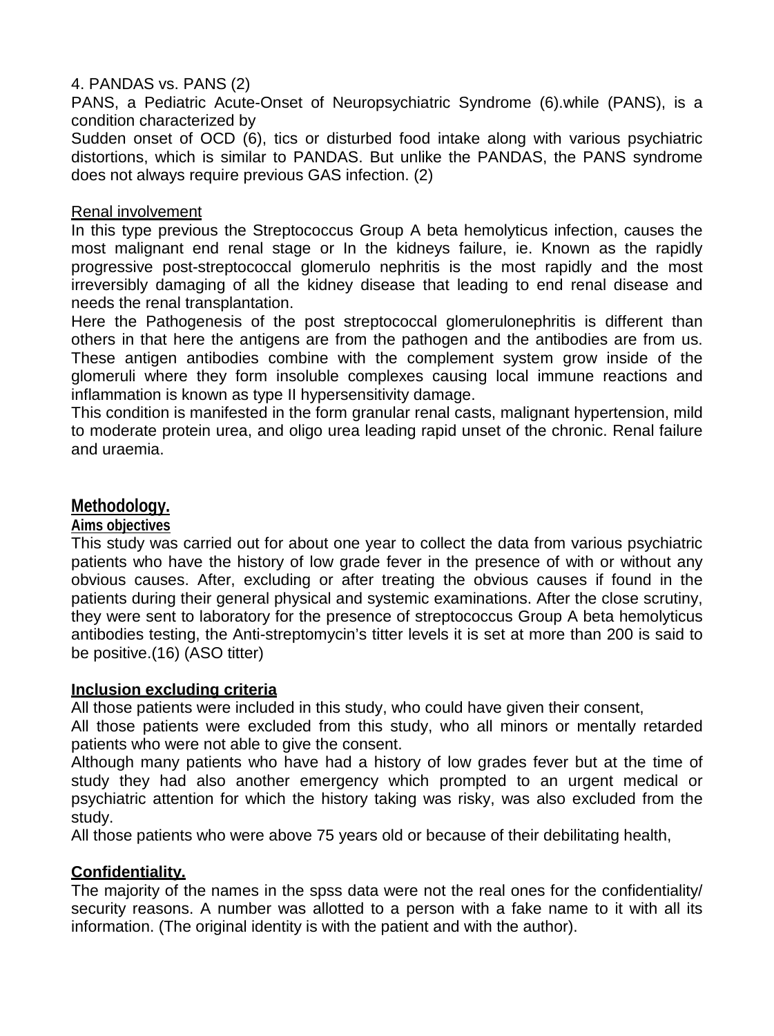4. PANDAS vs. PANS (2)

PANS, a Pediatric Acute-Onset of Neuropsychiatric Syndrome (6).while (PANS), is a condition characterized by

Sudden onset of OCD (6), tics or disturbed food intake along with various psychiatric distortions, which is similar to PANDAS. But unlike the PANDAS, the PANS syndrome does not always require previous GAS infection. (2)

Renal involvement

In this type previous the Streptococcus Group A beta hemolyticus infection, causes the most malignant end renal stage or In the kidneys failure, ie. Known as the rapidly progressive post-streptococcal glomerulo nephritis is the most rapidly and the most irreversibly damaging of all the kidney disease that leading to end renal disease and needs the renal transplantation.

Here the Pathogenesis of the post streptococcal glomerulonephritis is different than others in that here the antigens are from the pathogen and the antibodies are from us. These antigen antibodies combine with the complement system grow inside of the glomeruli where they form insoluble complexes causing local immune reactions and inflammation is known as type II hypersensitivity damage.

This condition is manifested in the form granular renal casts, malignant hypertension, mild to moderate protein urea, and oligo urea leading rapid unset of the chronic. Renal failure and uraemia.

## Methodology.

### Aims objectives

This study was carried out for about one year to collect the data from various psychiatric patients who have the history of low grade fever in the presence of with or without any obvious causes. After, excluding or after treating the obvious causes if found in the patients during their general physical and systemic examinations. After the close scrutiny, they were sent to laboratory for the presence of streptococcus Group A beta hemolyticus antibodies testing, the Anti-streptomycin's titter levels it is set at more than 200 is said to be positive.(16) (ASO titter)

### Inclusion excluding criteria

All those patients were included in this study, who could have given their consent,

All those patients were excluded from this study, who all minors or mentally retarded patients who were not able to give the consent.

Although many patients who have had a history of low grades fever but at the time of study they had also another emergency which prompted to an urgent medical or psychiatric attention for which the history taking was risky, was also excluded from the study.

All those patients who were above 75 years old or because of their debilitating health,

### Confidentiality.

The majority of the names in the spss data were not the real ones for the confidentiality/ security reasons. A number was allotted to a person with a fake name to it with all its information. (The original identity is with the patient and with the author).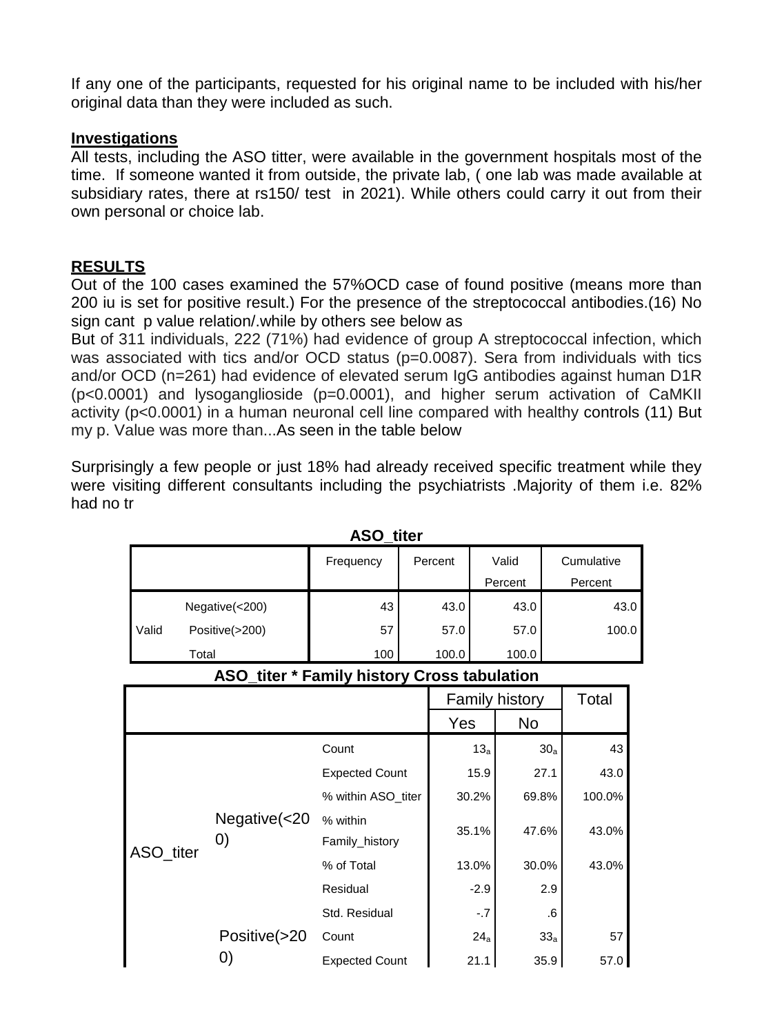If any one of the participants, requested for his original name to be included with his/her original data than they were included as such.

**Investigations**

All tests, including the ASO titter, were available in the government hospitals most of the time. If someone wanted it from outside, the private lab, ( one lab was made available at subsidiary rates, there at rs150/ test in 2021). While others could carry it out from their own personal or choice lab.

## RESULTS

Out of the 100 cases examined the 57%OCD case of found positive (means more than 200 iu is set for positive result.) For the presence of the streptococcal antibodies.(16) No sign cant p value relation/.while by others see below as

But of 311 individuals, 222 (71%) had evidence of group A streptococcal infection, which was associated with tics and/or OCD status (p=0.0087). Sera from individuals with tics and/or OCD (n=261) had evidence of elevated serum IgG antibodies against human D1R (p<0.0001) and lysoganglioside (p=0.0001), and higher serum activation of CaMKII activity (p<0.0001) in a human neuronal cell line compared with healthy controls (11) But my p. Value was more than...As seen in the table below

Surprisingly a few people or just 18% had already received specific treatment while they were visiting different consultants including the psychiatrists .Majority of them i.e. 82% had no tr

**ASO_titer**

| | | Frequency | Percent | Valid Percent | Cumulative Percent |
|---|---|---|---|---|---|
| Valid | Negative(<200) | 43 | 43.0 | 43.0 | 43.0 |
| | Positive(>200) | 57 | 57.0 | 57.0 | 100.0 |
| | Total | 100 | 100.0 | 100.0 | |

**ASO_titer * Family history Cross tabulation**

| | | | Family history | | Total |
|---|---|---|---|---|---|
| | | | Yes | No | |
| ASO_titer | Negative(<200) | Count | $13_a$ | $30_a$ | 43 |
| | | Expected Count | 15.9 | 27.1 | 43.0 |
| | | % within ASO_titer | 30.2% | 69.8% | 100.0% |
| | | % within Family_history | 35.1% | 47.6% | 43.0% |
| | | % of Total | 13.0% | 30.0% | 43.0% |
| | | Residual | -2.9 | 2.9 | |
| | | Std. Residual | -.7 | .6 | |
| | Positive(>200) | Count | $24_a$ | $33_a$ | 57 |
| | | Expected Count | 21.1 | 35.9 | 57.0 |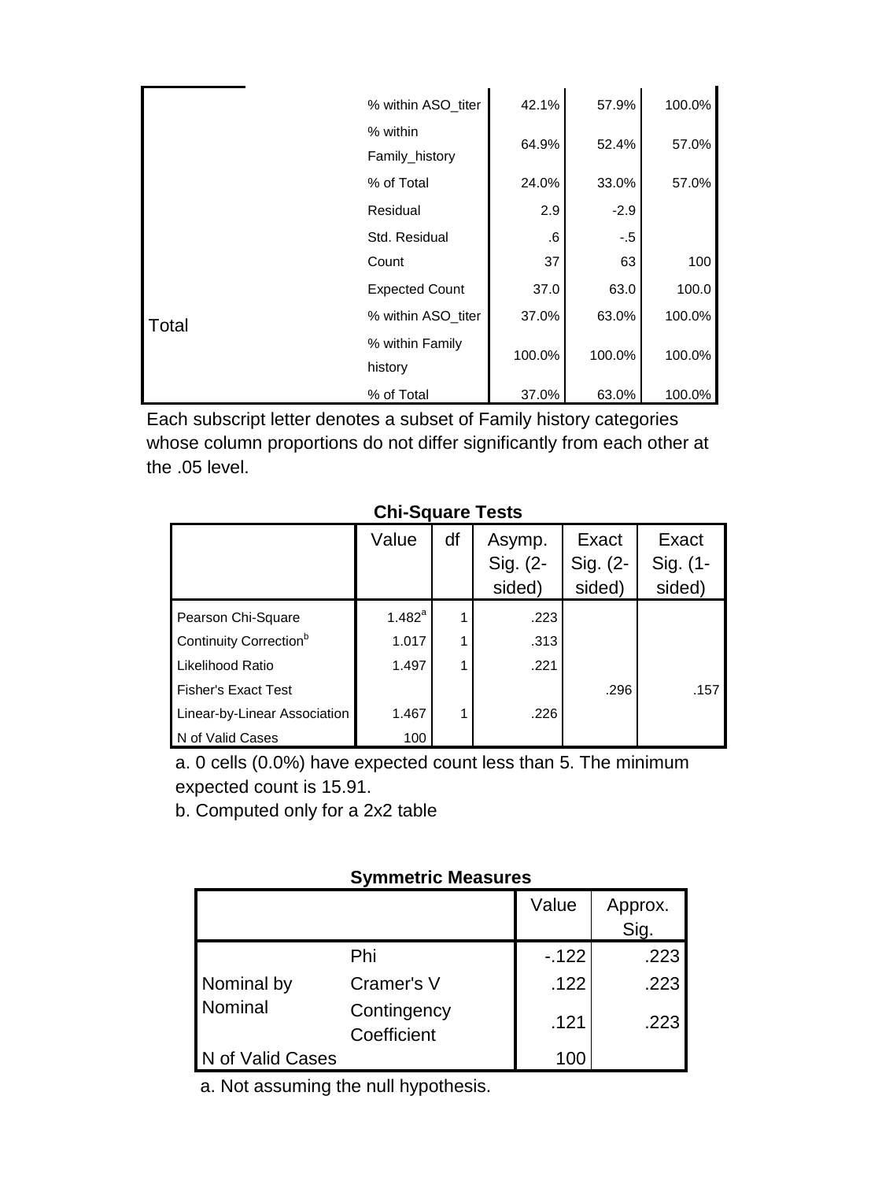| | | | | |
|---|---|---|---|---|
| | % within ASO_titer | 42.1% | 57.9% | 100.0% |
| | % within Family_history | 64.9% | 52.4% | 57.0% |
| | % of Total | 24.0% | 33.0% | 57.0% |
| | Residual | 2.9 | -2.9 | |
| | Std. Residual | .6 | -.5 | |
| Total | Count | 37 | 63 | 100 |
| | Expected Count | 37.0 | 63.0 | 100.0 |
| | % within ASO_titer | 37.0% | 63.0% | 100.0% |
| | % within Family history | 100.0% | 100.0% | 100.0% |
| | % of Total | 37.0% | 63.0% | 100.0% |

Each subscript letter denotes a subset of Family history categories whose column proportions do not differ significantly from each other at the .05 level.

**Chi-Square Tests**

| | Value | df | Asymp. Sig. (2-sided) | Exact Sig. (2-sided) | Exact Sig. (1-sided) |
|---|---|---|---|---|---|
| Pearson Chi-Square | 1.482[a] | 1 | .223 | | |
| Continuity Correction[b] | 1.017 | 1 | .313 | | |
| Likelihood Ratio | 1.497 | 1 | .221 | | |
| Fisher's Exact Test | | | | .296 | .157 |
| Linear-by-Linear Association | 1.467 | 1 | .226 | | |
| N of Valid Cases | 100 | | | | |

a. 0 cells (0.0%) have expected count less than 5. The minimum expected count is 15.91.

b. Computed only for a 2x2 table

**Symmetric Measures**

| | | Value | Approx. Sig. |
|---|---|---|---|
| Nominal by Nominal | Phi | -.122 | .223 |
| | Cramer's V | .122 | .223 |
| | Contingency Coefficient | .121 | .223 |
| N of Valid Cases | | 100 | |

a. Not assuming the null hypothesis.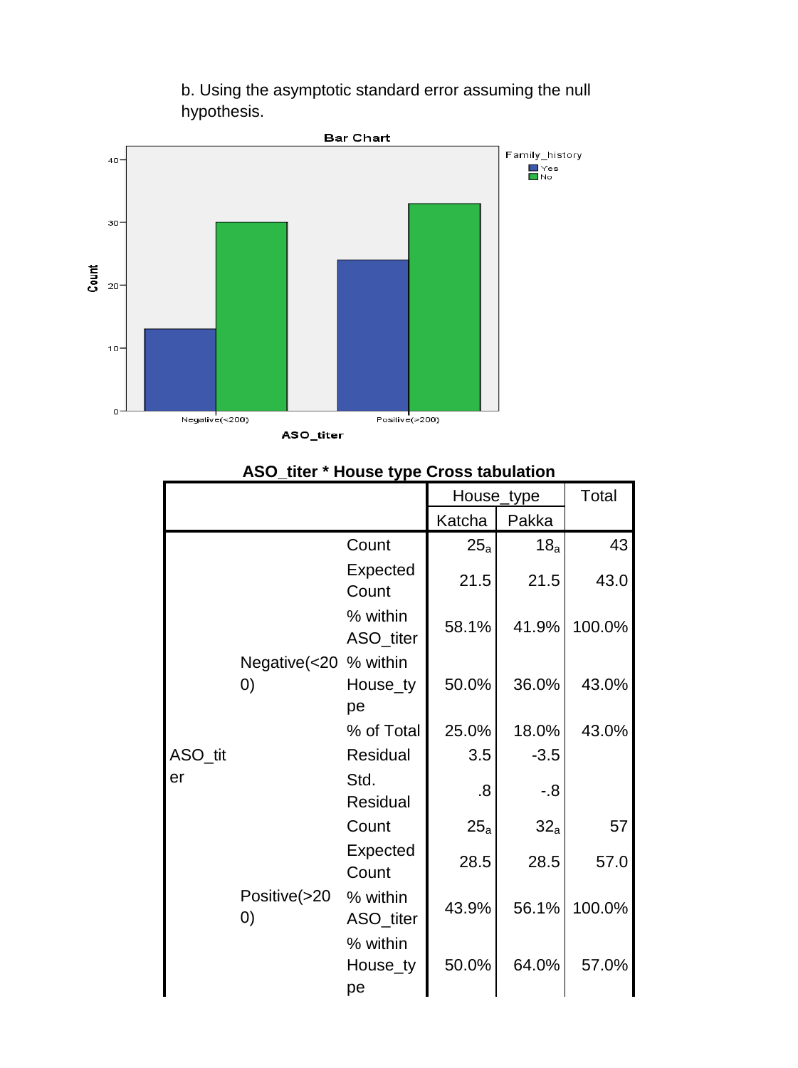b. Using the asymptotic standard error assuming the null hypothesis.

**ASO_titer * House type Cross tabulation**

| | | | House_type | | Total |
|---|---|---|---|---|---|
| | | | Katcha | Pakka | |
| ASO_titer | Negative(<200) | Count | $25_a$ | $18_a$ | 43 |
| | | Expected Count | 21.5 | 21.5 | 43.0 |
| | | % within ASO_titer | 58.1% | 41.9% | 100.0% |
| | | % within House_type | 50.0% | 36.0% | 43.0% |
| | | % of Total | 25.0% | 18.0% | 43.0% |
| | | Residual | 3.5 | -3.5 | |
| | | Std. Residual | .8 | -.8 | |
| | Positive(>200) | Count | $25_a$ | $32_a$ | 57 |
| | | Expected Count | 28.5 | 28.5 | 57.0 |
| | | % within ASO_titer | 43.9% | 56.1% | 100.0% |
| | | % within House_type | 50.0% | 64.0% | 57.0% |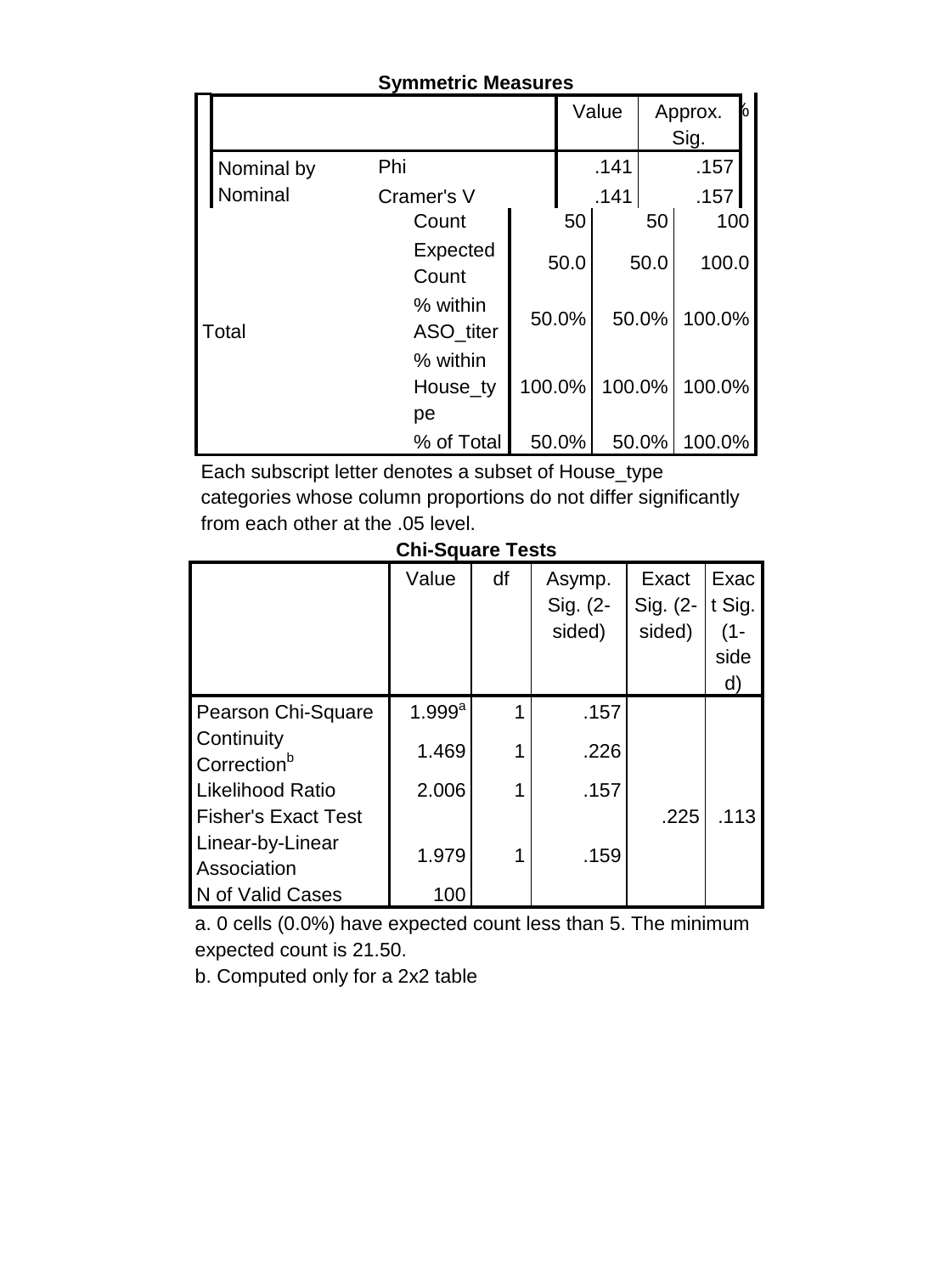**Symmetric Measures**

| | | Value | Approx. Sig. |
|---|---|---|---|
| Nominal by Nominal | Phi | .141 | .157 |
| | Cramer's V | .141 | .157 |

| | | | | |
|---|---|---|---|---|
| Total | Count | 50 | 50 | 100 |
| | Expected Count | 50.0 | 50.0 | 100.0 |
| | % within ASO_titer | 50.0% | 50.0% | 100.0% |
| | % within House_type | 100.0% | 100.0% | 100.0% |
| | % of Total | 50.0% | 50.0% | 100.0% |

Each subscript letter denotes a subset of House_type categories whose column proportions do not differ significantly from each other at the .05 level.

**Chi-Square Tests**

| | Value | df | Asymp. Sig. (2-sided) | Exact Sig. (2-sided) | Exact Sig. (1-sided) |
|---|---|---|---|---|---|
| Pearson Chi-Square | 1.999[a] | 1 | .157 | | |
| Continuity Correction[b] | 1.469 | 1 | .226 | | |
| Likelihood Ratio | 2.006 | 1 | .157 | | |
| Fisher's Exact Test | | | | .225 | .113 |
| Linear-by-Linear Association | 1.979 | 1 | .159 | | |
| N of Valid Cases | 100 | | | | |

a. 0 cells (0.0%) have expected count less than 5. The minimum expected count is 21.50.

b. Computed only for a 2x2 table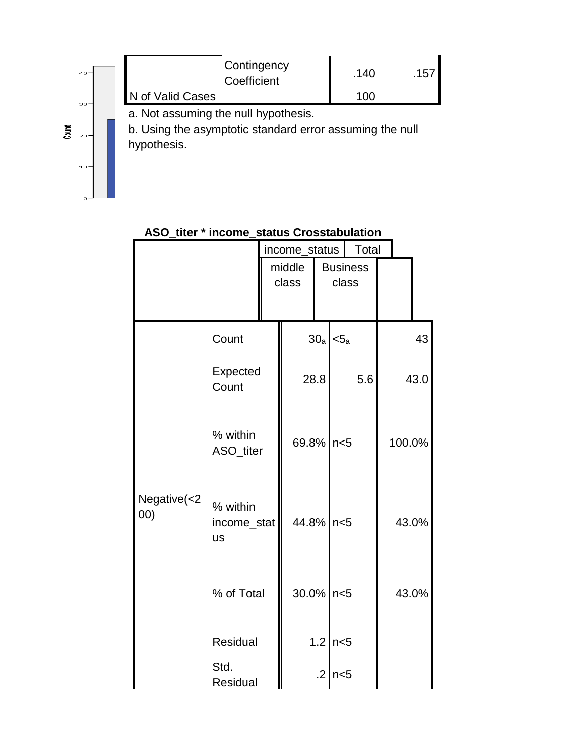| | | | |
|---|---|---|---|
| | Contingency Coefficient | .140 | .157 |
| N of Valid Cases | | 100 | |

a. Not assuming the null hypothesis.

b. Using the asymptotic standard error assuming the null hypothesis.

**ASO_titer * income_status Crosstabulation**

| | | income_status | | Total |
|---|---|---|---|---|
| | | middle class | Business class | |
| Negative(<200) | Count | 30a | <5a | 43 |
| | Expected Count | 28.8 | 5.6 | 43.0 |
| | % within ASO_titer | 69.8% | n<5 | 100.0% |
| | % within income_status | 44.8% | n<5 | 43.0% |
| | % of Total | 30.0% | n<5 | 43.0% |
| | Residual | 1.2 | n<5 | |
| | Std. Residual | .2 | n<5 | |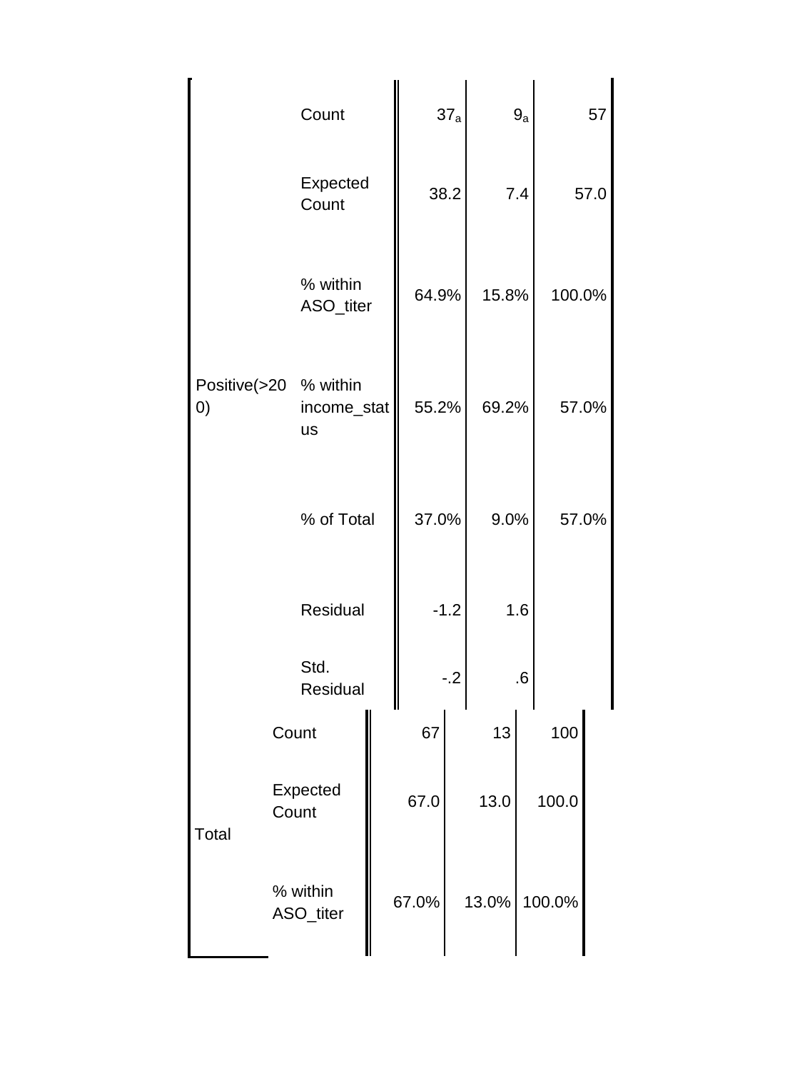| | | | | |
|---|---|---|---|---|
| Positive(>200) | Count | $37_a$ | $9_a$ | 57 |
| | Expected Count | 38.2 | 7.4 | 57.0 |
| | % within ASO_titer | 64.9% | 15.8% | 100.0% |
| | % within income_status | 55.2% | 69.2% | 57.0% |
| | % of Total | 37.0% | 9.0% | 57.0% |
| | Residual | -1.2 | 1.6 | |
| | Std. Residual | -.2 | .6 | |
| Total | Count | 67 | 13 | 100 |
| | Expected Count | 67.0 | 13.0 | 100.0 |
| | % within ASO_titer | 67.0% | 13.0% | 100.0% |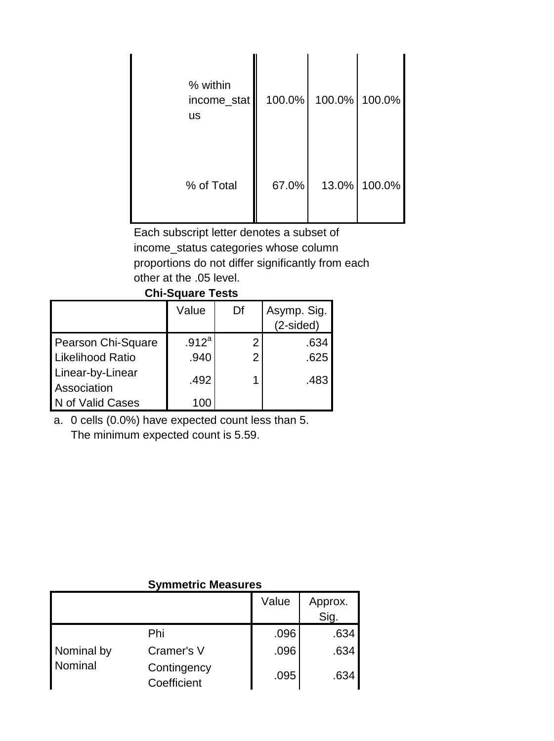| | | | |
|---|---|---|---|
| % within income_status | 100.0% | 100.0% | 100.0% |
| % of Total | 67.0% | 13.0% | 100.0% |

Each subscript letter denotes a subset of income_status categories whose column proportions do not differ significantly from each other at the .05 level.

**Chi-Square Tests**

| | Value | Df | Asymp. Sig. (2-sided) |
|---|---|---|---|
| Pearson Chi-Square | .912[a] | 2 | .634 |
| Likelihood Ratio | .940 | 2 | .625 |
| Linear-by-Linear Association | .492 | 1 | .483 |
| N of Valid Cases | 100 | | |

a. 0 cells (0.0%) have expected count less than 5. The minimum expected count is 5.59.

**Symmetric Measures**

| | | Value | Approx. Sig. |
|---|---|---|---|
| Nominal by Nominal | Phi | .096 | .634 |
| | Cramer's V | .096 | .634 |
| | Contingency Coefficient | .095 | .634 |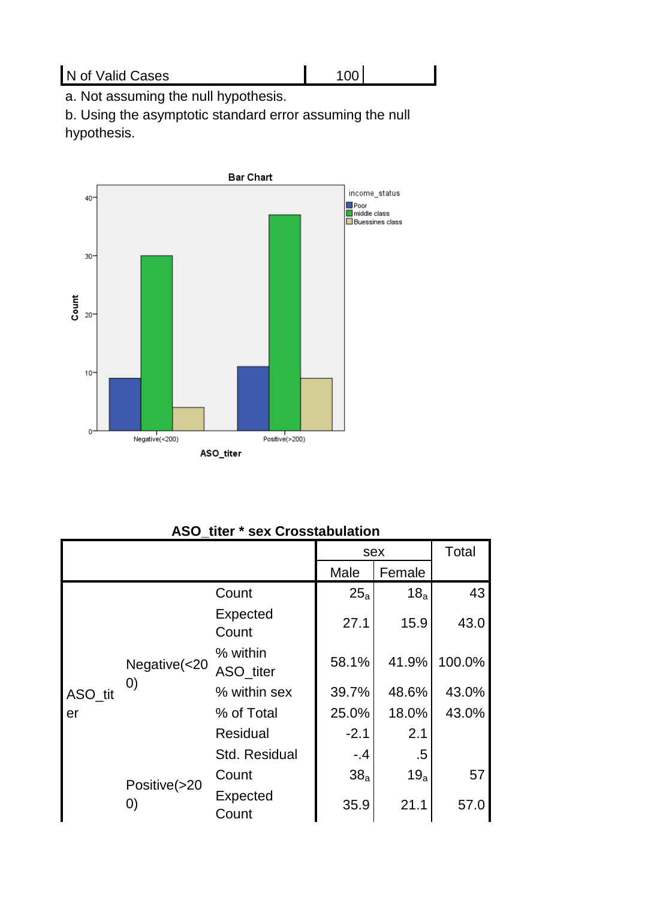| N of Valid Cases | 100 | |
|---|---|---|

a. Not assuming the null hypothesis.

b. Using the asymptotic standard error assuming the null hypothesis.

**Bar Chart**

**ASO_titer * sex Crosstabulation**

| | | | sex | | Total |
|---|---|---|---|---|---|
| | | | Male | Female | |
| ASO_titer | Negative(<200) | Count | $25_a$ | $18_a$ | 43 |
| | | Expected Count | 27.1 | 15.9 | 43.0 |
| | | % within ASO_titer | 58.1% | 41.9% | 100.0% |
| | | % within sex | 39.7% | 48.6% | 43.0% |
| | | % of Total | 25.0% | 18.0% | 43.0% |
| | | Residual | -2.1 | 2.1 | |
| | | Std. Residual | -.4 | .5 | |
| | Positive(>200) | Count | $38_a$ | $19_a$ | 57 |
| | | Expected Count | 35.9 | 21.1 | 57.0 |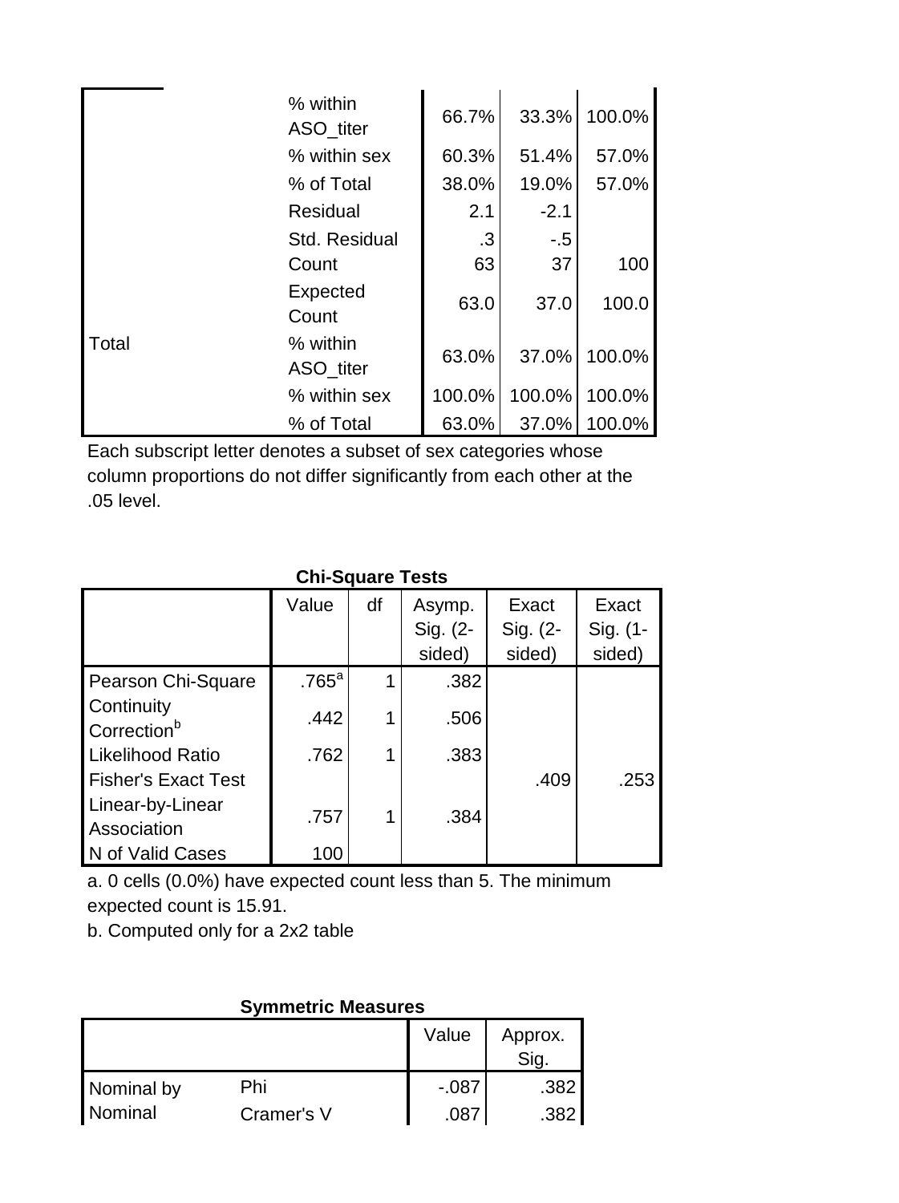| | | | | |
|---|---|---|---|---|
| | % within ASO_titer | 66.7% | 33.3% | 100.0% |
| | % within sex | 60.3% | 51.4% | 57.0% |
| | % of Total | 38.0% | 19.0% | 57.0% |
| | Residual | 2.1 | -2.1 | |
| | Std. Residual | .3 | -.5 | |
| Total | Count | 63 | 37 | 100 |
| | Expected Count | 63.0 | 37.0 | 100.0 |
| | % within ASO_titer | 63.0% | 37.0% | 100.0% |
| | % within sex | 100.0% | 100.0% | 100.0% |
| | % of Total | 63.0% | 37.0% | 100.0% |

Each subscript letter denotes a subset of sex categories whose column proportions do not differ significantly from each other at the .05 level.

**Chi-Square Tests**

| | Value | df | Asymp. Sig. (2-sided) | Exact Sig. (2-sided) | Exact Sig. (1-sided) |
|---|---|---|---|---|---|
| Pearson Chi-Square | .765[a] | 1 | .382 | | |
| Continuity Correction[b] | .442 | 1 | .506 | | |
| Likelihood Ratio | .762 | 1 | .383 | | |
| Fisher's Exact Test | | | | .409 | .253 |
| Linear-by-Linear Association | .757 | 1 | .384 | | |
| N of Valid Cases | 100 | | | | |

a. 0 cells (0.0%) have expected count less than 5. The minimum expected count is 15.91.

b. Computed only for a 2x2 table

**Symmetric Measures**

| | | Value | Approx. Sig. |
|---|---|---|---|
| Nominal by Nominal | Phi | -.087 | .382 |
| | Cramer's V | .087 | .382 |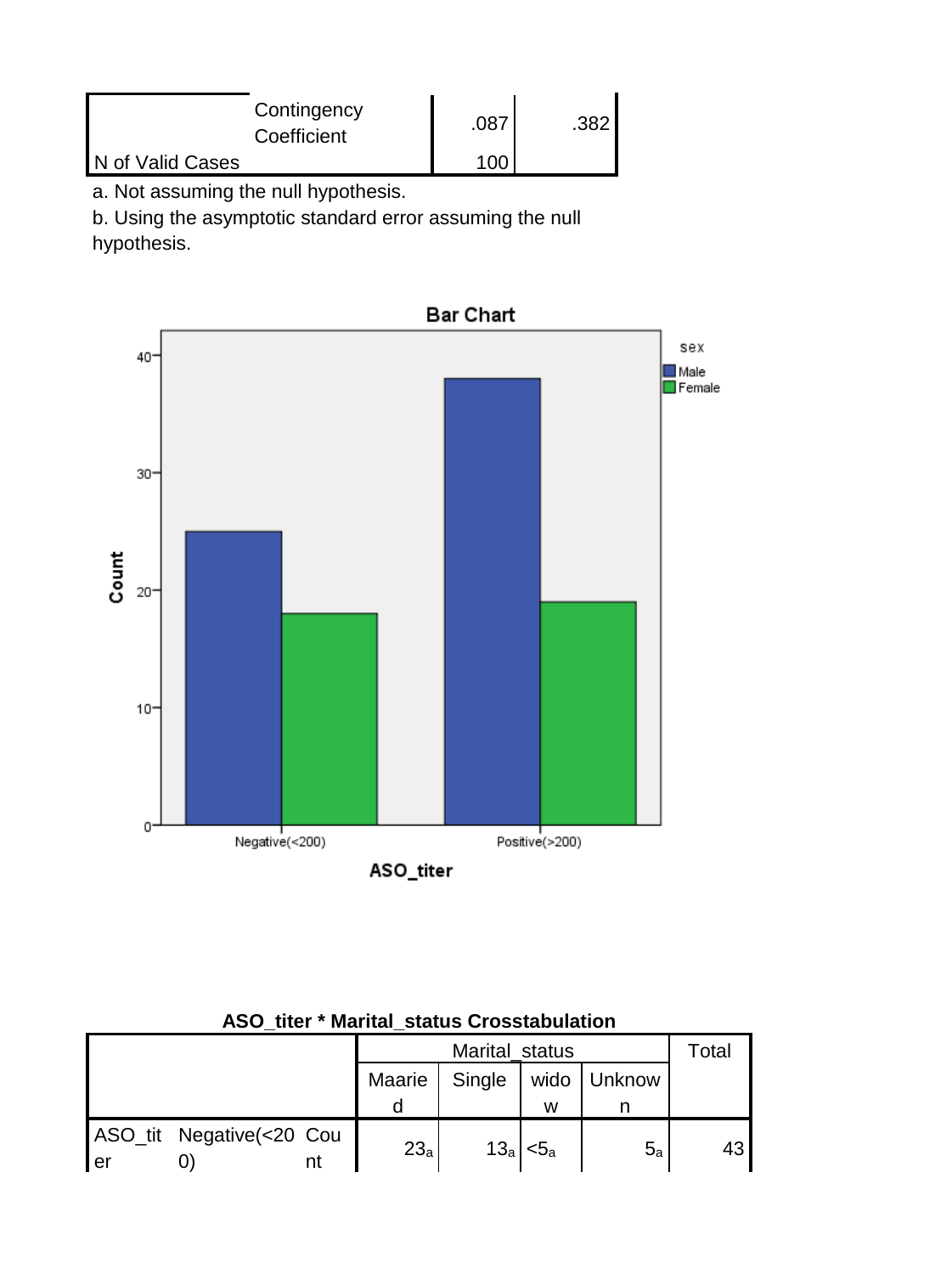| | | Value | Approx. Sig. |
|---|---|---|---|
| | Contingency Coefficient | .087 | .382 |
| N of Valid Cases | | 100 | |

a. Not assuming the null hypothesis.

b. Using the asymptotic standard error assuming the null hypothesis.

**ASO_titer * Marital_status Crosstabulation**

| | | | Marital_status | | | | Total |
|---|---|---|---|---|---|---|---|
| | | | Maaried | Single | widow | Unknown | |
| ASO_titer | Negative(<200) | Count | 23a | 13a | <5a | 5a | 43 |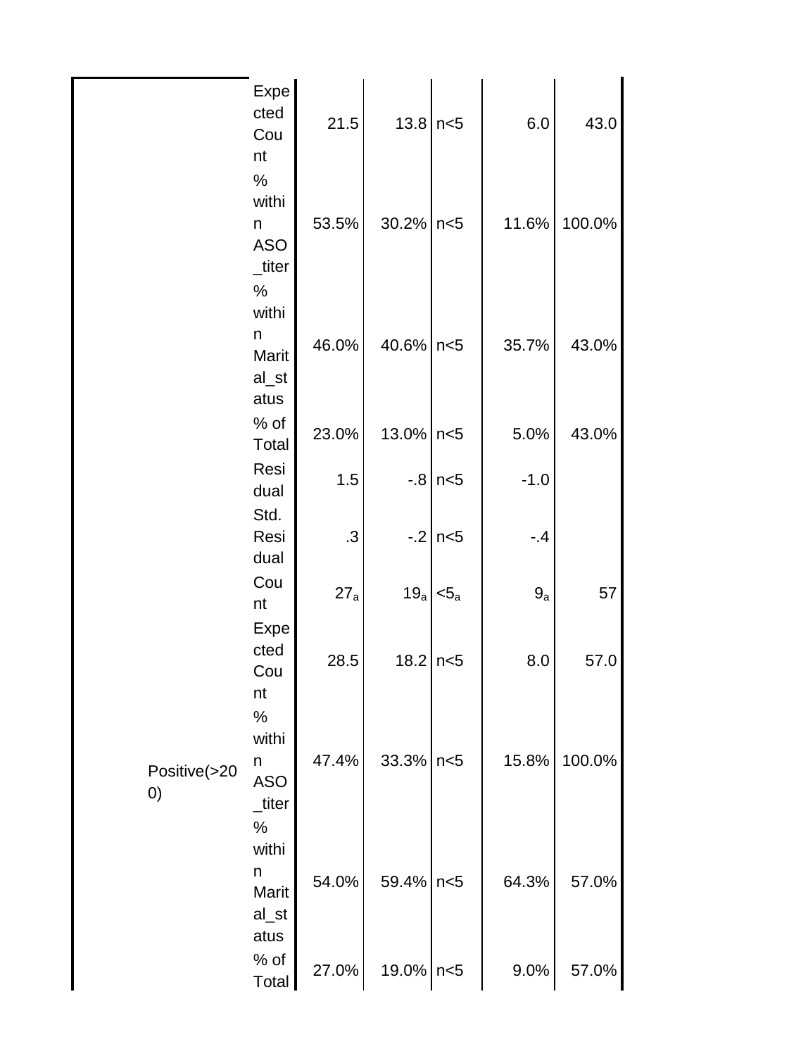| | | | | | | |
|---|---|---|---|---|---|---|
| | Expected Count | 21.5 | 13.8 | n<5 | 6.0 | 43.0 |
| | % within ASO_titer | 53.5% | 30.2% | n<5 | 11.6% | 100.0% |
| | % within Marital_status | 46.0% | 40.6% | n<5 | 35.7% | 43.0% |
| | % of Total | 23.0% | 13.0% | n<5 | 5.0% | 43.0% |
| | Residual | 1.5 | -.8 | n<5 | -1.0 | |
| | Std. Residual | .3 | -.2 | n<5 | -.4 | |
| Positive(>200) | Count | $27_a$ | $19_a$ | $<5_a$ | $9_a$ | 57 |
| | Expected Count | 28.5 | 18.2 | n<5 | 8.0 | 57.0 |
| | % within ASO_titer | 47.4% | 33.3% | n<5 | 15.8% | 100.0% |
| | % within Marital_status | 54.0% | 59.4% | n<5 | 64.3% | 57.0% |
| | % of Total | 27.0% | 19.0% | n<5 | 9.0% | 57.0% |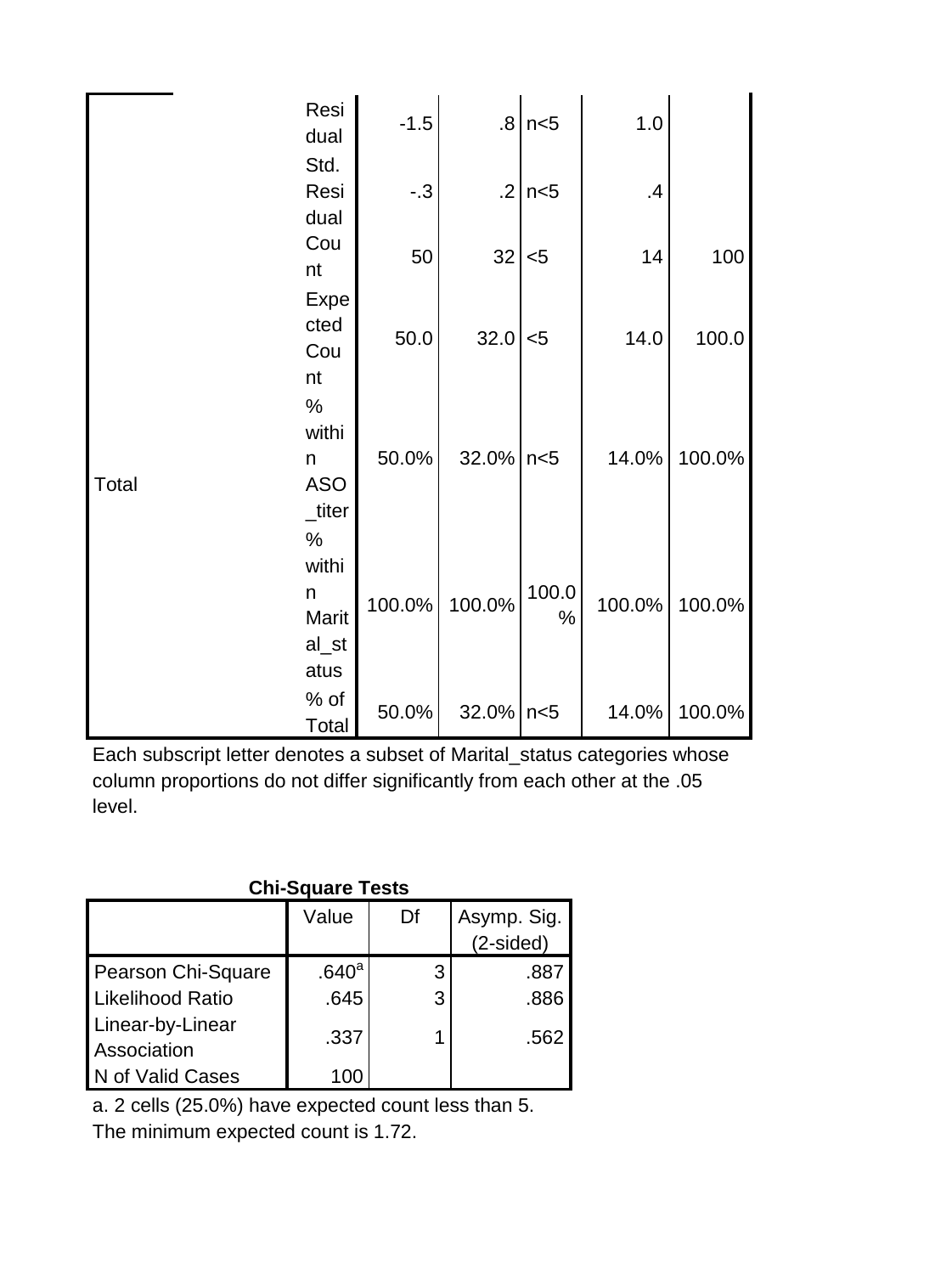| | | | | | | |
|---|---|---|---|---|---|---|
| | Residual | -1.5 | .8 | n<5 | 1.0 | |
| | Std. Residual | -.3 | .2 | n<5 | .4 | |
| Total | Count | 50 | 32 | <5 | 14 | 100 |
| | Expected Count | 50.0 | 32.0 | <5 | 14.0 | 100.0 |
| | % within ASO_titer | 50.0% | 32.0% | n<5 | 14.0% | 100.0% |
| | % within Marital_status | 100.0% | 100.0% | 100.0% | 100.0% | 100.0% |
| | % of Total | 50.0% | 32.0% | n<5 | 14.0% | 100.0% |

Each subscript letter denotes a subset of Marital_status categories whose column proportions do not differ significantly from each other at the .05 level.

**Chi-Square Tests**

| | Value | Df | Asymp. Sig. (2-sided) |
|---|---|---|---|
| Pearson Chi-Square | .640[a] | 3 | .887 |
| Likelihood Ratio | .645 | 3 | .886 |
| Linear-by-Linear Association | .337 | 1 | .562 |
| N of Valid Cases | 100 | | |

a. 2 cells (25.0%) have expected count less than 5. The minimum expected count is 1.72.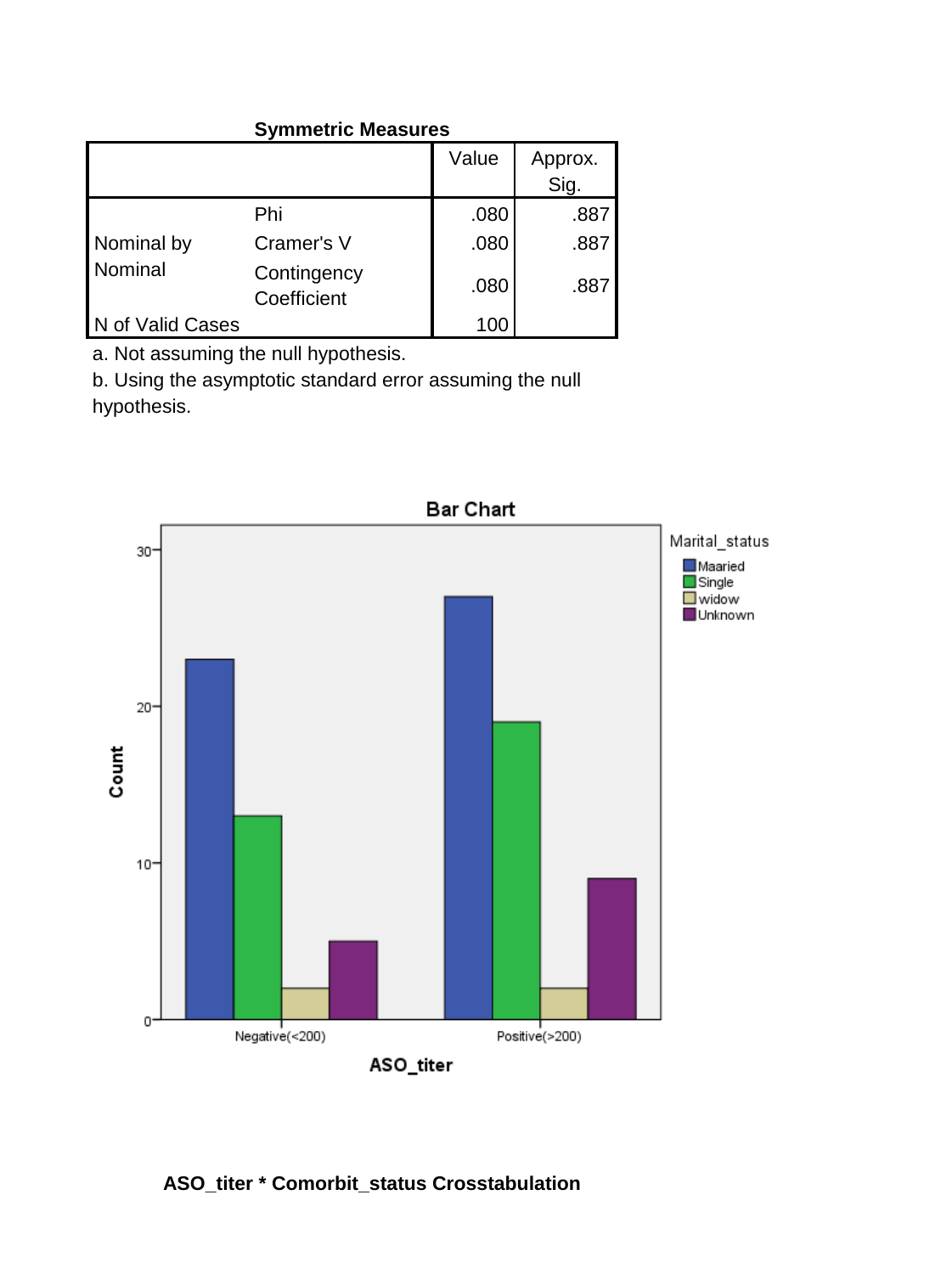**Symmetric Measures**

| | | Value | Approx. Sig. |
|---|---|---|---|
| Nominal by Nominal | Phi | .080 | .887 |
| | Cramer's V | .080 | .887 |
| | Contingency Coefficient | .080 | .887 |
| N of Valid Cases | | 100 | |

a. Not assuming the null hypothesis.

b. Using the asymptotic standard error assuming the null hypothesis.

**ASO_titer * Comorbit_status Crosstabulation**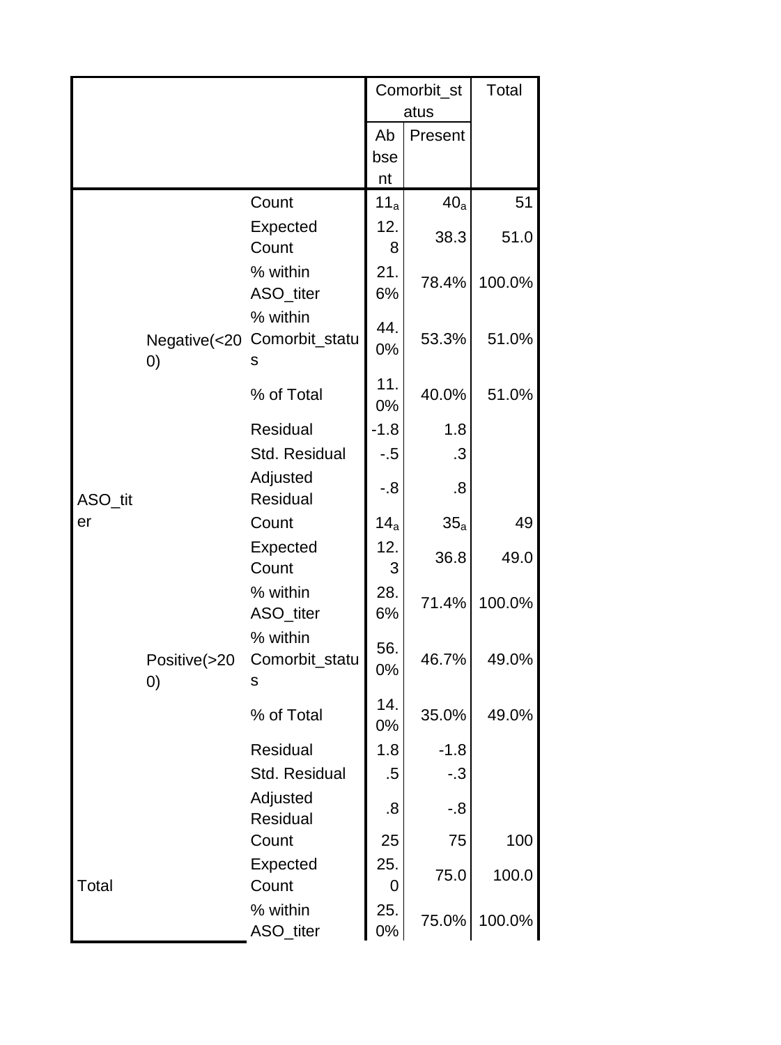| | | | Comorbit_status | | Total |
|---|---|---|---|---|---|
| | | | Absent | Present | |
| ASO_titer | Negative(<200) | Count | $11_a$ | $40_a$ | 51 |
| | | Expected Count | 12.8 | 38.3 | 51.0 |
| | | % within ASO_titer | 21.6% | 78.4% | 100.0% |
| | | % within Comorbit_status | 44.0% | 53.3% | 51.0% |
| | | % of Total | 11.0% | 40.0% | 51.0% |
| | | Residual | -1.8 | 1.8 | |
| | | Std. Residual | -.5 | .3 | |
| | | Adjusted Residual | -.8 | .8 | |
| | Positive(>200) | Count | $14_a$ | $35_a$ | 49 |
| | | Expected Count | 12.3 | 36.8 | 49.0 |
| | | % within ASO_titer | 28.6% | 71.4% | 100.0% |
| | | % within Comorbit_status | 56.0% | 46.7% | 49.0% |
| | | % of Total | 14.0% | 35.0% | 49.0% |
| | | Residual | 1.8 | -1.8 | |
| | | Std. Residual | .5 | -.3 | |
| | | Adjusted Residual | .8 | -.8 | |
| Total | | Count | 25 | 75 | 100 |
| | | Expected Count | 25.0 | 75.0 | 100.0 |
| | | % within ASO_titer | 25.0% | 75.0% | 100.0% |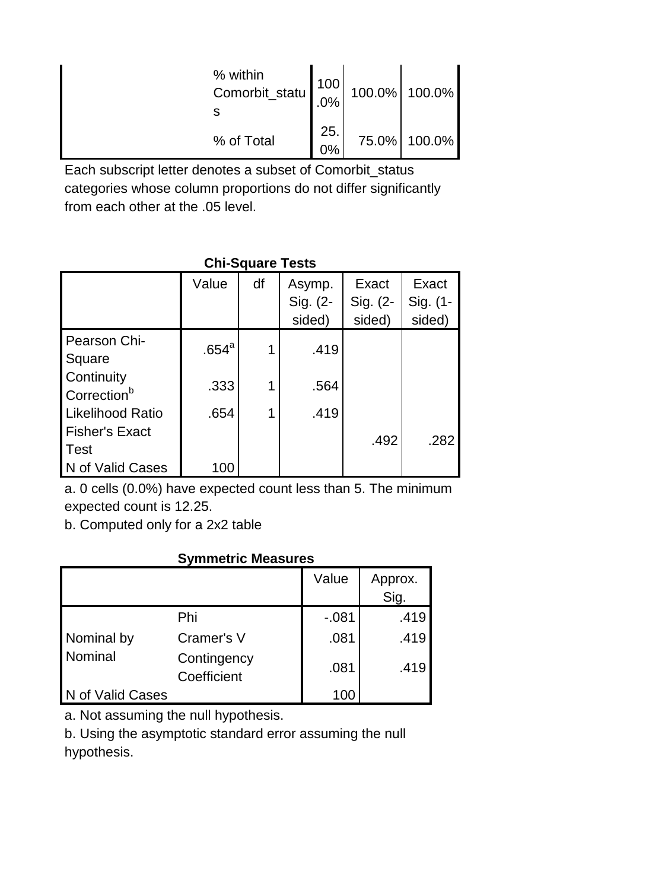| | | | | |
|---|---|---|---|---|
| | % within Comorbit_status | 100.0% | 100.0% | 100.0% |
| | % of Total | 25.0% | 75.0% | 100.0% |

Each subscript letter denotes a subset of Comorbit_status categories whose column proportions do not differ significantly from each other at the .05 level.

**Chi-Square Tests**

| | Value | df | Asymp. Sig. (2-sided) | Exact Sig. (2-sided) | Exact Sig. (1-sided) |
|---|---|---|---|---|---|
| Pearson Chi-Square | .654[a] | 1 | .419 | | |
| Continuity Correction[b] | .333 | 1 | .564 | | |
| Likelihood Ratio | .654 | 1 | .419 | | |
| Fisher's Exact Test | | | | .492 | .282 |
| N of Valid Cases | 100 | | | | |

a. 0 cells (0.0%) have expected count less than 5. The minimum expected count is 12.25.

b. Computed only for a 2x2 table

**Symmetric Measures**

| | | Value | Approx. Sig. |
|---|---|---|---|
| Nominal by Nominal | Phi | -.081 | .419 |
| | Cramer's V | .081 | .419 |
| | Contingency Coefficient | .081 | .419 |
| N of Valid Cases | | 100 | |

a. Not assuming the null hypothesis.

b. Using the asymptotic standard error assuming the null hypothesis.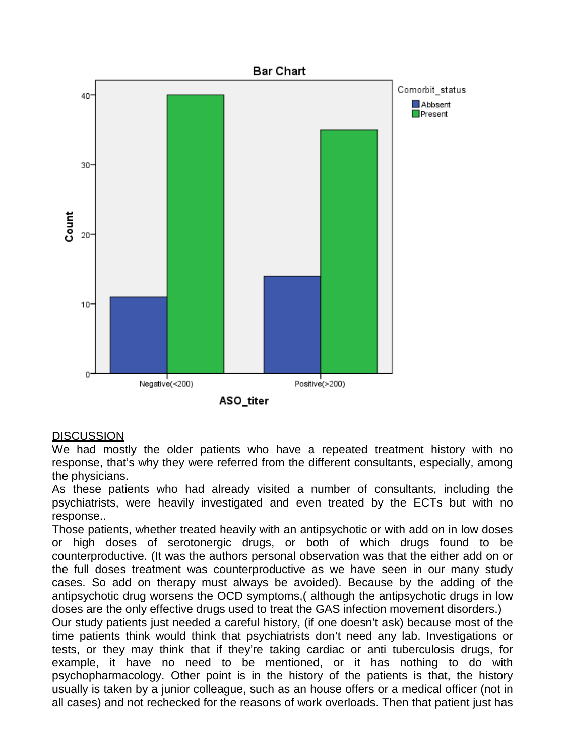## DISCUSSION

We had mostly the older patients who have a repeated treatment history with no response, that's why they were referred from the different consultants, especially, among the physicians.

As these patients who had already visited a number of consultants, including the psychiatrists, were heavily investigated and even treated by the ECTs but with no response..

Those patients, whether treated heavily with an antipsychotic or with add on in low doses or high doses of serotonergic drugs, or both of which drugs found to be counterproductive. (It was the authors personal observation was that the either add on or the full doses treatment was counterproductive as we have seen in our many study cases. So add on therapy must always be avoided). Because by the adding of the antipsychotic drug worsens the OCD symptoms,( although the antipsychotic drugs in low doses are the only effective drugs used to treat the GAS infection movement disorders.)

Our study patients just needed a careful history, (if one doesn't ask) because most of the time patients think would think that psychiatrists don't need any lab. Investigations or tests, or they may think that if they're taking cardiac or anti tuberculosis drugs, for example, it have no need to be mentioned, or it has nothing to do with psychopharmacology. Other point is in the history of the patients is that, the history usually is taken by a junior colleague, such as an house offers or a medical officer (not in all cases) and not rechecked for the reasons of work overloads. Then that patient just has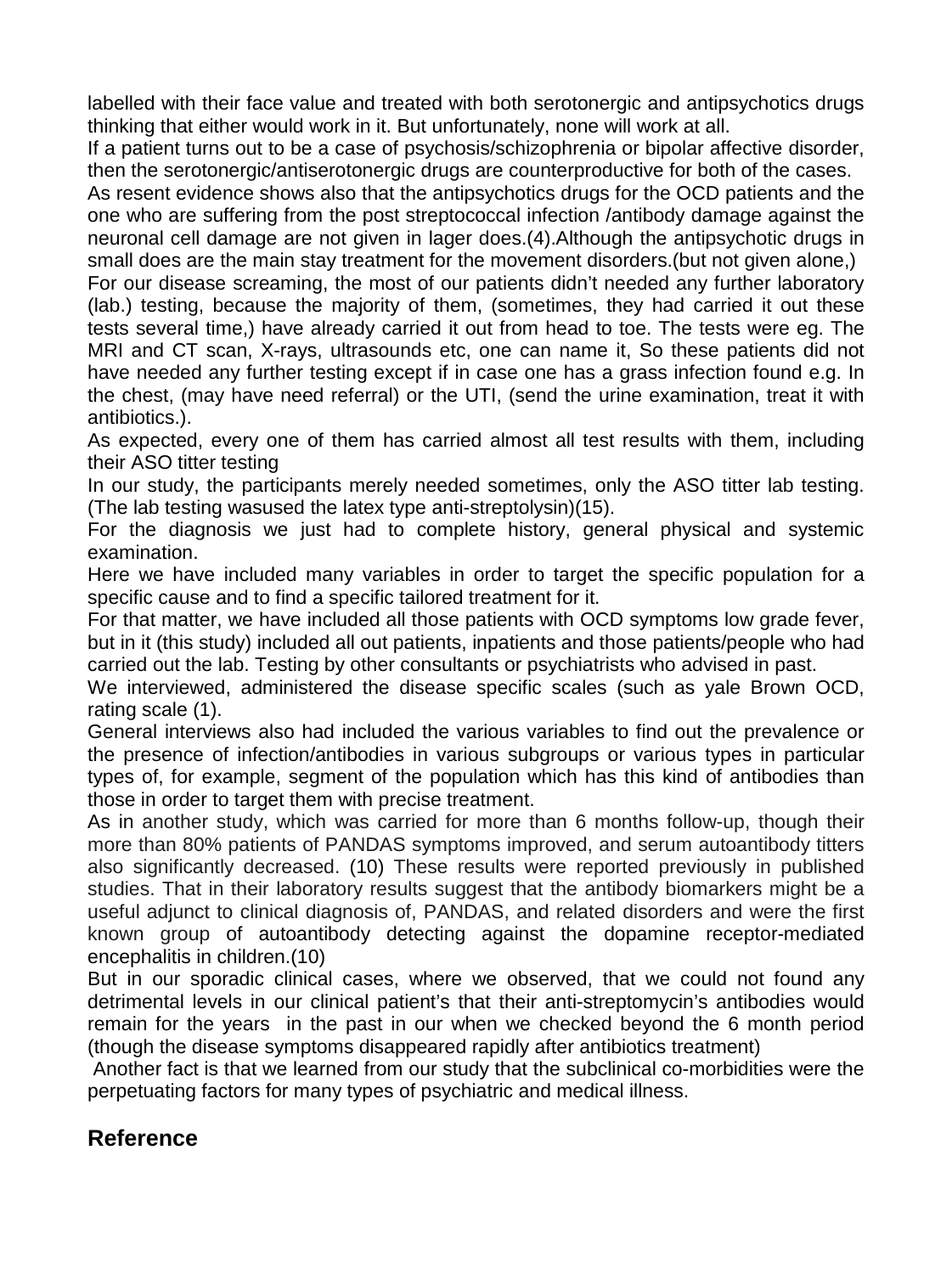labelled with their face value and treated with both serotonergic and antipsychotics drugs thinking that either would work in it. But unfortunately, none will work at all.

If a patient turns out to be a case of psychosis/schizophrenia or bipolar affective disorder, then the serotonergic/antiserotonergic drugs are counterproductive for both of the cases.

As resent evidence shows also that the antipsychotics drugs for the OCD patients and the one who are suffering from the post streptococcal infection /antibody damage against the neuronal cell damage are not given in lager does.(4).Although the antipsychotic drugs in small does are the main stay treatment for the movement disorders.(but not given alone,)

For our disease screaming, the most of our patients didn't needed any further laboratory (lab.) testing, because the majority of them, (sometimes, they had carried it out these tests several time,) have already carried it out from head to toe. The tests were eg. The MRI and CT scan, X-rays, ultrasounds etc, one can name it, So these patients did not have needed any further testing except if in case one has a grass infection found e.g. In the chest, (may have need referral) or the UTI, (send the urine examination, treat it with antibiotics.).

As expected, every one of them has carried almost all test results with them, including their ASO titter testing

In our study, the participants merely needed sometimes, only the ASO titter lab testing. (The lab testing wasused the latex type anti-streptolysin)(15).

For the diagnosis we just had to complete history, general physical and systemic examination.

Here we have included many variables in order to target the specific population for a specific cause and to find a specific tailored treatment for it.

For that matter, we have included all those patients with OCD symptoms low grade fever, but in it (this study) included all out patients, inpatients and those patients/people who had carried out the lab. Testing by other consultants or psychiatrists who advised in past.

We interviewed, administered the disease specific scales (such as yale Brown OCD, rating scale (1).

General interviews also had included the various variables to find out the prevalence or the presence of infection/antibodies in various subgroups or various types in particular types of, for example, segment of the population which has this kind of antibodies than those in order to target them with precise treatment.

As in another study, which was carried for more than 6 months follow-up, though their more than 80% patients of PANDAS symptoms improved, and serum autoantibody titters also significantly decreased. (10) These results were reported previously in published studies. That in their laboratory results suggest that the antibody biomarkers might be a useful adjunct to clinical diagnosis of, PANDAS, and related disorders and were the first known group of autoantibody detecting against the dopamine receptor-mediated encephalitis in children.(10)

But in our sporadic clinical cases, where we observed, that we could not found any detrimental levels in our clinical patient's that their anti-streptomycin's antibodies would remain for the years in the past in our when we checked beyond the 6 month period (though the disease symptoms disappeared rapidly after antibiotics treatment)

Another fact is that we learned from our study that the subclinical co-morbidities were the perpetuating factors for many types of psychiatric and medical illness.

## Reference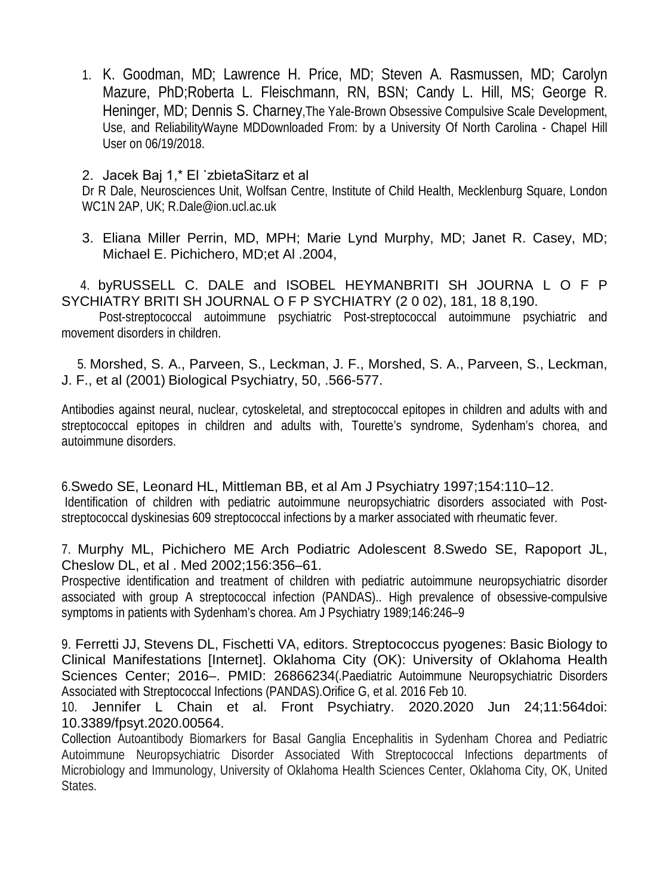1. K. Goodman, MD; Lawrence H. Price, MD; Steven A. Rasmussen, MD; Carolyn Mazure, PhD;Roberta L. Fleischmann, RN, BSN; Candy L. Hill, MS; George R. Heninger, MD; Dennis S. Charney,The Yale-Brown Obsessive Compulsive Scale Development, Use, and ReliabilityWayne MDDownloaded From: by a University Of North Carolina - Chapel Hill User on 06/19/2018.

2. Jacek Baj 1,* El ˙zbietaSitarz et al

Dr R Dale, Neurosciences Unit, Wolfsan Centre, Institute of Child Health, Mecklenburg Square, London WC1N 2AP, UK; R.Dale@ion.ucl.ac.uk

3. Eliana Miller Perrin, MD, MPH; Marie Lynd Murphy, MD; Janet R. Casey, MD; Michael E. Pichichero, MD;et Al .2004,

4. byRUSSELL C. DALE and ISOBEL HEYMANBRITI SH JOURNA L O F P SYCHIATRY BRITI SH JOURNAL O F P SYCHIATRY (2 0 02), 181, 18 8,190.

Post-streptococcal autoimmune psychiatric Post-streptococcal autoimmune psychiatric and movement disorders in children.

5. Morshed, S. A., Parveen, S., Leckman, J. F., Morshed, S. A., Parveen, S., Leckman, J. F., et al (2001) Biological Psychiatry, 50, .566-577.

Antibodies against neural, nuclear, cytoskeletal, and streptococcal epitopes in children and adults with and streptococcal epitopes in children and adults with, Tourette's syndrome, Sydenham's chorea, and autoimmune disorders.

6.Swedo SE, Leonard HL, Mittleman BB, et al Am J Psychiatry 1997;154:110–12.

Identification of children with pediatric autoimmune neuropsychiatric disorders associated with Post-streptococcal dyskinesias 609 streptococcal infections by a marker associated with rheumatic fever.

7. Murphy ML, Pichichero ME Arch Podiatric Adolescent 8.Swedo SE, Rapoport JL, Cheslow DL, et al . Med 2002;156:356–61.

Prospective identification and treatment of children with pediatric autoimmune neuropsychiatric disorder associated with group A streptococcal infection (PANDAS).. High prevalence of obsessive-compulsive symptoms in patients with Sydenham's chorea. Am J Psychiatry 1989;146:246–9

9. Ferretti JJ, Stevens DL, Fischetti VA, editors. Streptococcus pyogenes: Basic Biology to Clinical Manifestations [Internet]. Oklahoma City (OK): University of Oklahoma Health Sciences Center; 2016–. PMID: 26866234(.Paediatric Autoimmune Neuropsychiatric Disorders Associated with Streptococcal Infections (PANDAS).Orifice G, et al. 2016 Feb 10.

10. Jennifer L Chain et al. Front Psychiatry. 2020.2020 Jun 24;11:564doi: 10.3389/fpsyt.2020.00564.

Collection Autoantibody Biomarkers for Basal Ganglia Encephalitis in Sydenham Chorea and Pediatric Autoimmune Neuropsychiatric Disorder Associated With Streptococcal Infections departments of Microbiology and Immunology, University of Oklahoma Health Sciences Center, Oklahoma City, OK, United States.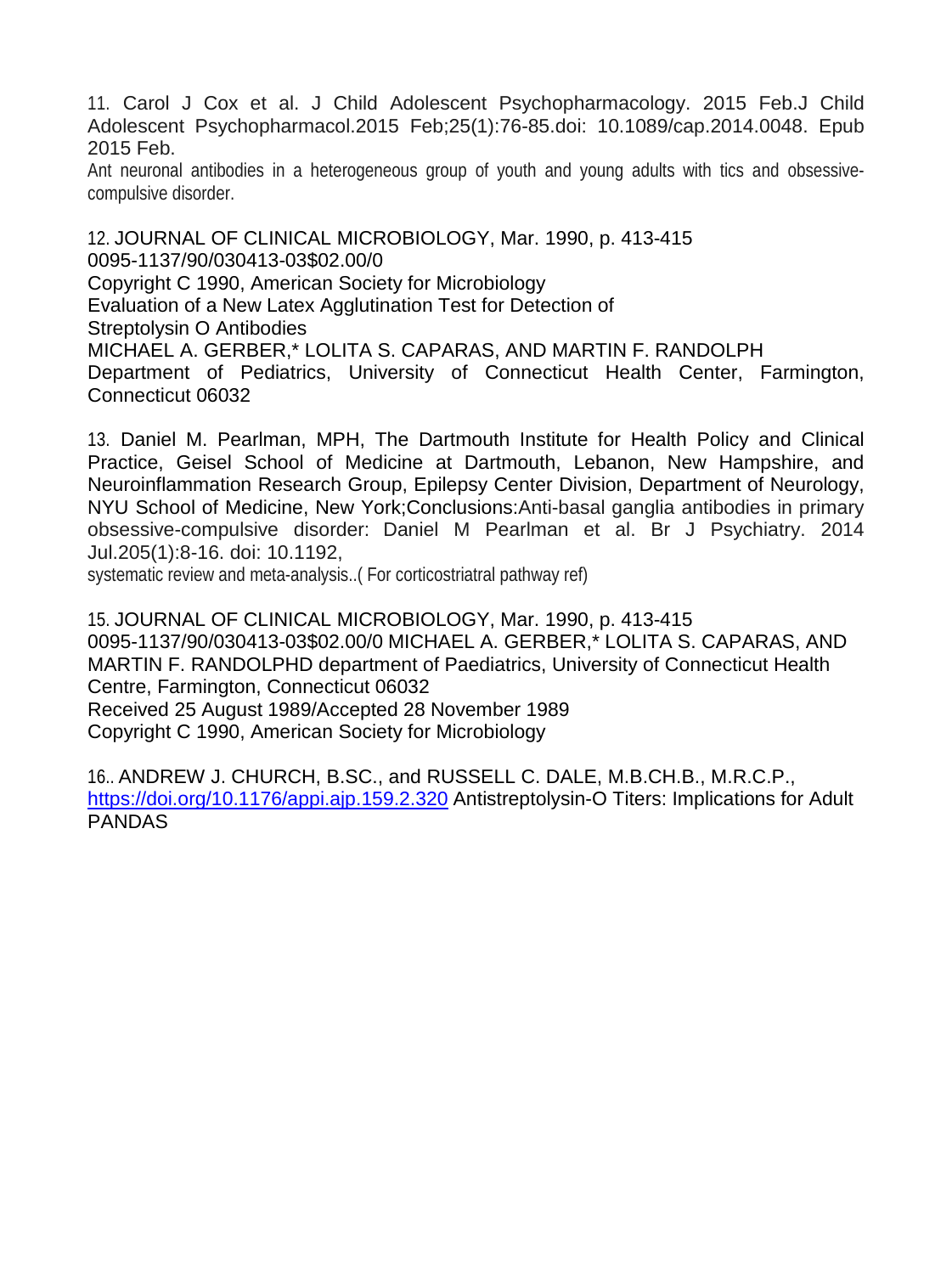11. Carol J Cox et al. J Child Adolescent Psychopharmacology. 2015 Feb.J Child Adolescent Psychopharmacol.2015 Feb;25(1):76-85.doi: 10.1089/cap.2014.0048. Epub 2015 Feb.

Ant neuronal antibodies in a heterogeneous group of youth and young adults with tics and obsessive-compulsive disorder.

12. JOURNAL OF CLINICAL MICROBIOLOGY, Mar. 1990, p. 413-415
0095-1137/90/030413-03$02.00/0
Copyright C 1990, American Society for Microbiology
Evaluation of a New Latex Agglutination Test for Detection of
Streptolysin O Antibodies
MICHAEL A. GERBER,* LOLITA S. CAPARAS, AND MARTIN F. RANDOLPH
Department of Pediatrics, University of Connecticut Health Center, Farmington, Connecticut 06032

13. Daniel M. Pearlman, MPH, The Dartmouth Institute for Health Policy and Clinical Practice, Geisel School of Medicine at Dartmouth, Lebanon, New Hampshire, and Neuroinflammation Research Group, Epilepsy Center Division, Department of Neurology, NYU School of Medicine, New York;Conclusions:Anti-basal ganglia antibodies in primary obsessive-compulsive disorder: Daniel M Pearlman et al. Br J Psychiatry. 2014 Jul.205(1):8-16. doi: 10.1192,

systematic review and meta-analysis..( For corticostriatral pathway ref)

15. JOURNAL OF CLINICAL MICROBIOLOGY, Mar. 1990, p. 413-415
0095-1137/90/030413-03$02.00/0 MICHAEL A. GERBER,* LOLITA S. CAPARAS, AND MARTIN F. RANDOLPHD department of Paediatrics, University of Connecticut Health Centre, Farmington, Connecticut 06032
Received 25 August 1989/Accepted 28 November 1989
Copyright C 1990, American Society for Microbiology

16.. ANDREW J. CHURCH, B.SC., and RUSSELL C. DALE, M.B.CH.B., M.R.C.P., https://doi.org/10.1176/appi.ajp.159.2.320 Antistreptolysin-O Titers: Implications for Adult PANDAS